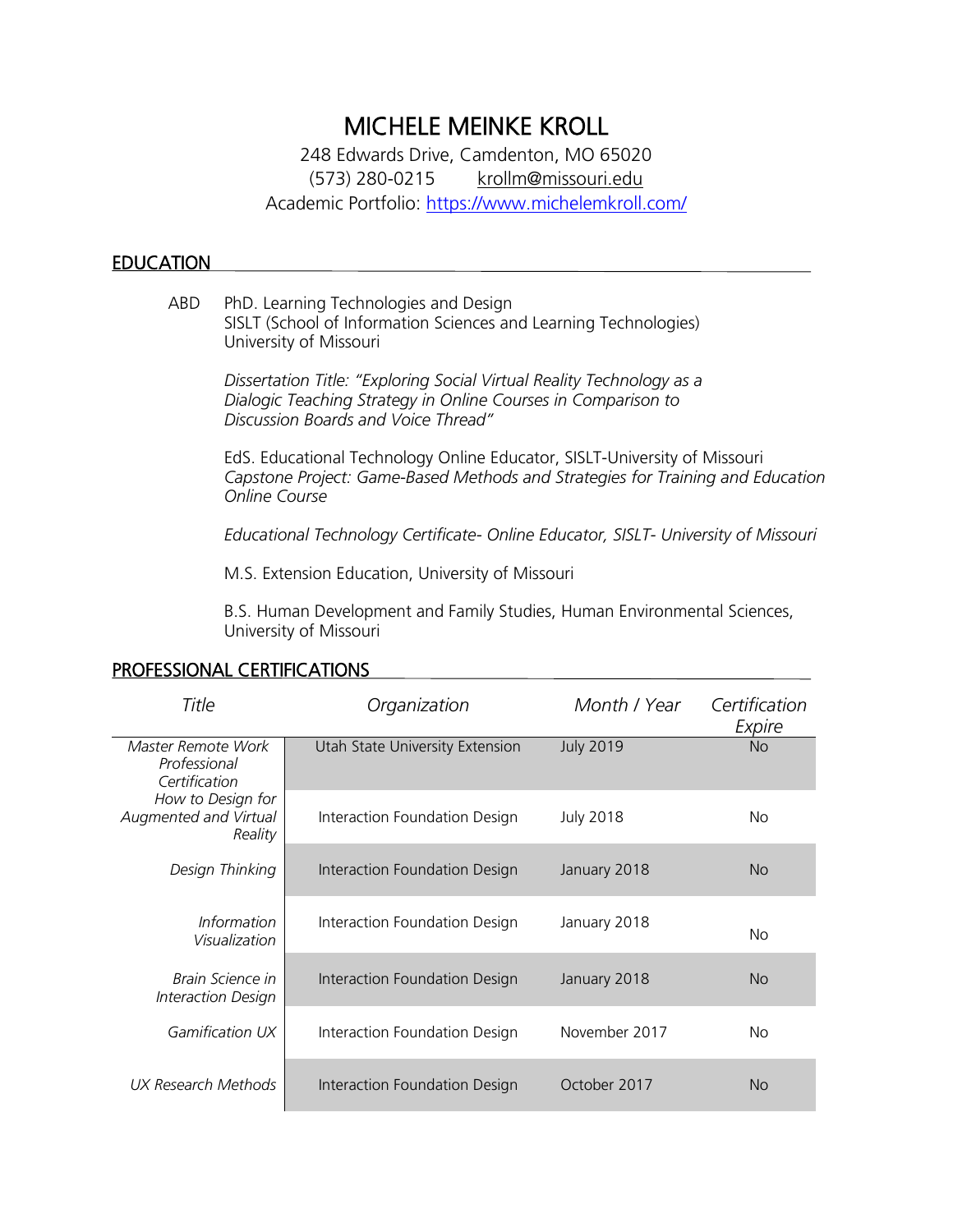# MICHELE MEINKE KROLL

248 Edwards Drive, Camdenton, MO 65020
(573) 280-0215 krollm@missouri.edu
Academic Portfolio: https://www.michelemkroll.com/

## EDUCATION

ABD PhD. Learning Technologies and Design
SISLT (School of Information Sciences and Learning Technologies)
University of Missouri

*Dissertation Title: "Exploring Social Virtual Reality Technology as a Dialogic Teaching Strategy in Online Courses in Comparison to Discussion Boards and Voice Thread"*

EdS. Educational Technology Online Educator, SISLT-University of Missouri
*Capstone Project: Game-Based Methods and Strategies for Training and Education Online Course*

*Educational Technology Certificate- Online Educator, SISLT- University of Missouri*

M.S. Extension Education, University of Missouri

B.S. Human Development and Family Studies, Human Environmental Sciences, University of Missouri

## PROFESSIONAL CERTIFICATIONS

| *Title* | *Organization* | *Month / Year* | *Certification Expire* |
|---|---|---|---|
| *Master Remote Work Professional Certification* | Utah State University Extension | July 2019 | No |
| *How to Design for Augmented and Virtual Reality* | Interaction Foundation Design | July 2018 | No |
| *Design Thinking* | Interaction Foundation Design | January 2018 | No |
| *Information Visualization* | Interaction Foundation Design | January 2018 | No |
| *Brain Science in Interaction Design* | Interaction Foundation Design | January 2018 | No |
| *Gamification UX* | Interaction Foundation Design | November 2017 | No |
| *UX Research Methods* | Interaction Foundation Design | October 2017 | No |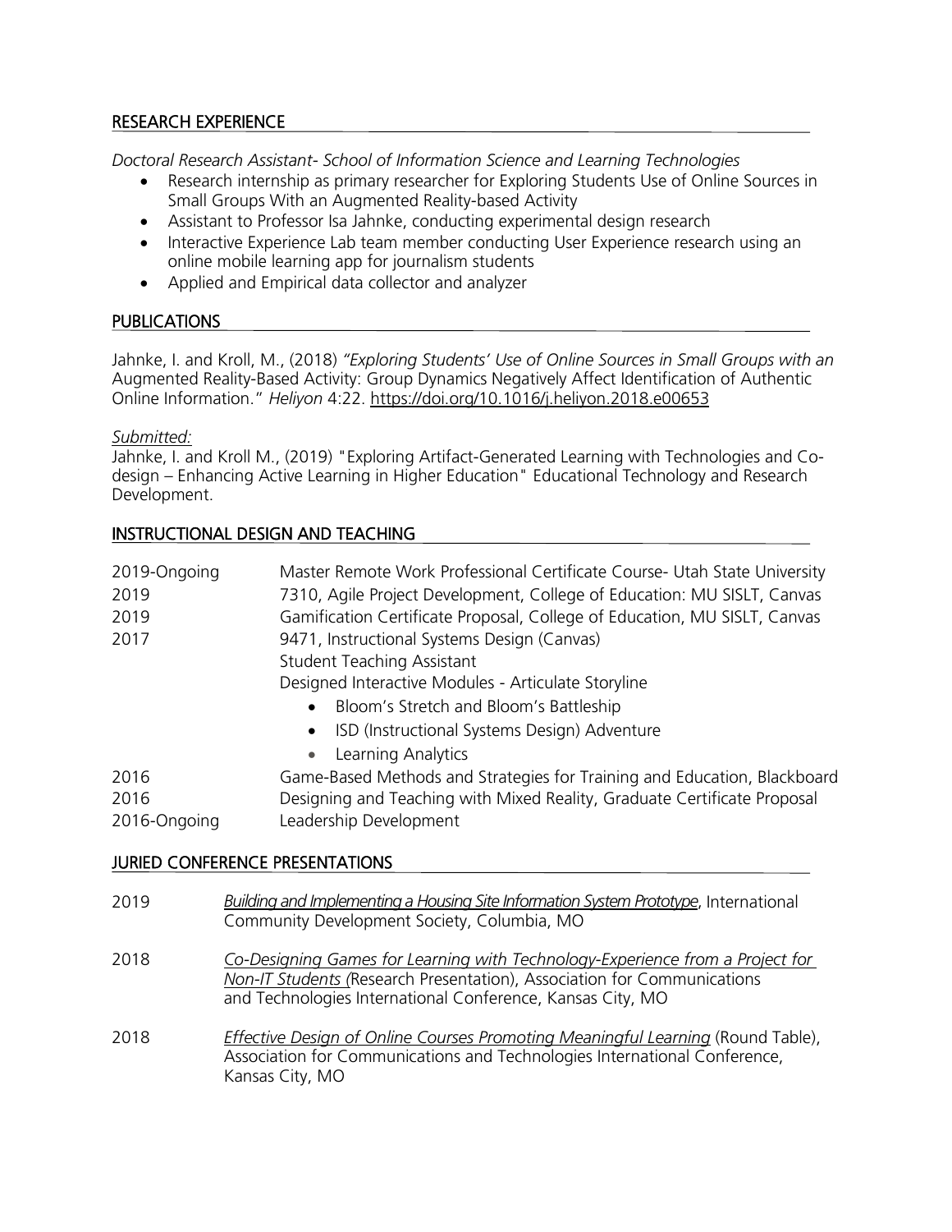## RESEARCH EXPERIENCE

*Doctoral Research Assistant- School of Information Science and Learning Technologies*

- Research internship as primary researcher for Exploring Students Use of Online Sources in Small Groups With an Augmented Reality-based Activity
- Assistant to Professor Isa Jahnke, conducting experimental design research
- Interactive Experience Lab team member conducting User Experience research using an online mobile learning app for journalism students
- Applied and Empirical data collector and analyzer

## PUBLICATIONS

Jahnke, I. and Kroll, M., (2018) *"Exploring Students' Use of Online Sources in Small Groups with an* Augmented Reality-Based Activity: Group Dynamics Negatively Affect Identification of Authentic Online Information." *Heliyon* 4:22. https://doi.org/10.1016/j.heliyon.2018.e00653

*Submitted:*
Jahnke, I. and Kroll M., (2019) "Exploring Artifact-Generated Learning with Technologies and Co-design – Enhancing Active Learning in Higher Education" Educational Technology and Research Development.

## INSTRUCTIONAL DESIGN AND TEACHING

2019-Ongoing — Master Remote Work Professional Certificate Course- Utah State University
2019 — 7310, Agile Project Development, College of Education: MU SISLT, Canvas
2019 — Gamification Certificate Proposal, College of Education, MU SISLT, Canvas
2017 — 9471, Instructional Systems Design (Canvas)
Student Teaching Assistant
Designed Interactive Modules - Articulate Storyline

- Bloom's Stretch and Bloom's Battleship
- ISD (Instructional Systems Design) Adventure
- Learning Analytics

2016 — Game-Based Methods and Strategies for Training and Education, Blackboard
2016 — Designing and Teaching with Mixed Reality, Graduate Certificate Proposal
2016-Ongoing — Leadership Development

## JURIED CONFERENCE PRESENTATIONS

2019 — *Building and Implementing a Housing Site Information System Prototype*, International Community Development Society, Columbia, MO

2018 — *Co-Designing Games for Learning with Technology-Experience from a Project for Non-IT Students* (Research Presentation), Association for Communications and Technologies International Conference, Kansas City, MO

2018 — *Effective Design of Online Courses Promoting Meaningful Learning* (Round Table), Association for Communications and Technologies International Conference, Kansas City, MO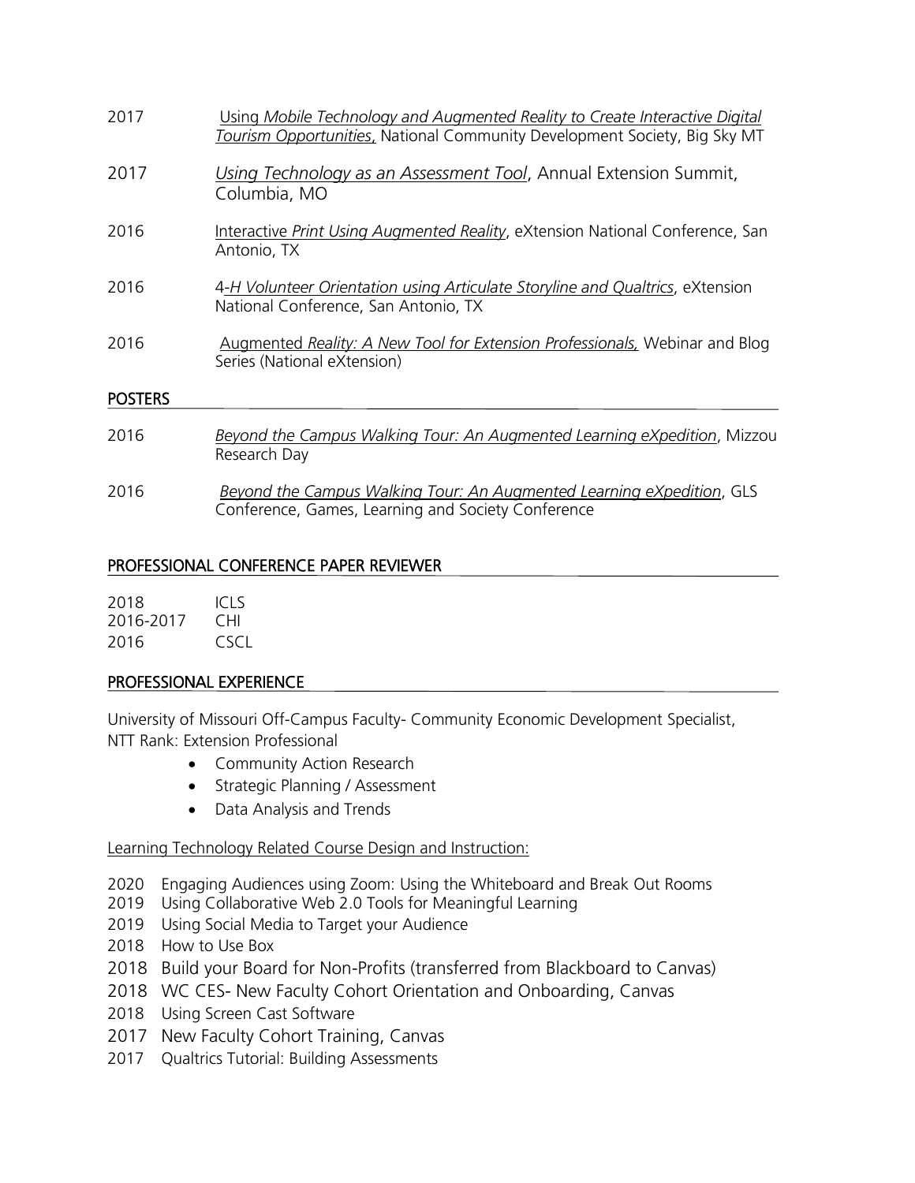2017 Using *Mobile Technology and Augmented Reality to Create Interactive Digital Tourism Opportunities*, National Community Development Society, Big Sky MT

2017 *Using Technology as an Assessment Tool*, Annual Extension Summit, Columbia, MO

2016 Interactive *Print Using Augmented Reality*, eXtension National Conference, San Antonio, TX

2016 4-*H Volunteer Orientation using Articulate Storyline and Qualtrics*, eXtension National Conference, San Antonio, TX

2016 Augmented *Reality: A New Tool for Extension Professionals,* Webinar and Blog Series (National eXtension)

## POSTERS

2016 *Beyond the Campus Walking Tour: An Augmented Learning eXpedition*, Mizzou Research Day

2016 *Beyond the Campus Walking Tour: An Augmented Learning eXpedition*, GLS Conference, Games, Learning and Society Conference

## PROFESSIONAL CONFERENCE PAPER REVIEWER

2018 ICLS
2016-2017 CHI
2016 CSCL

## PROFESSIONAL EXPERIENCE

University of Missouri Off-Campus Faculty- Community Economic Development Specialist, NTT Rank: Extension Professional

- Community Action Research
- Strategic Planning / Assessment
- Data Analysis and Trends

Learning Technology Related Course Design and Instruction:

2020 Engaging Audiences using Zoom: Using the Whiteboard and Break Out Rooms
2019 Using Collaborative Web 2.0 Tools for Meaningful Learning
2019 Using Social Media to Target your Audience
2018 How to Use Box
2018 Build your Board for Non-Profits (transferred from Blackboard to Canvas)
2018 WC CES- New Faculty Cohort Orientation and Onboarding, Canvas
2018 Using Screen Cast Software
2017 New Faculty Cohort Training, Canvas
2017 Qualtrics Tutorial: Building Assessments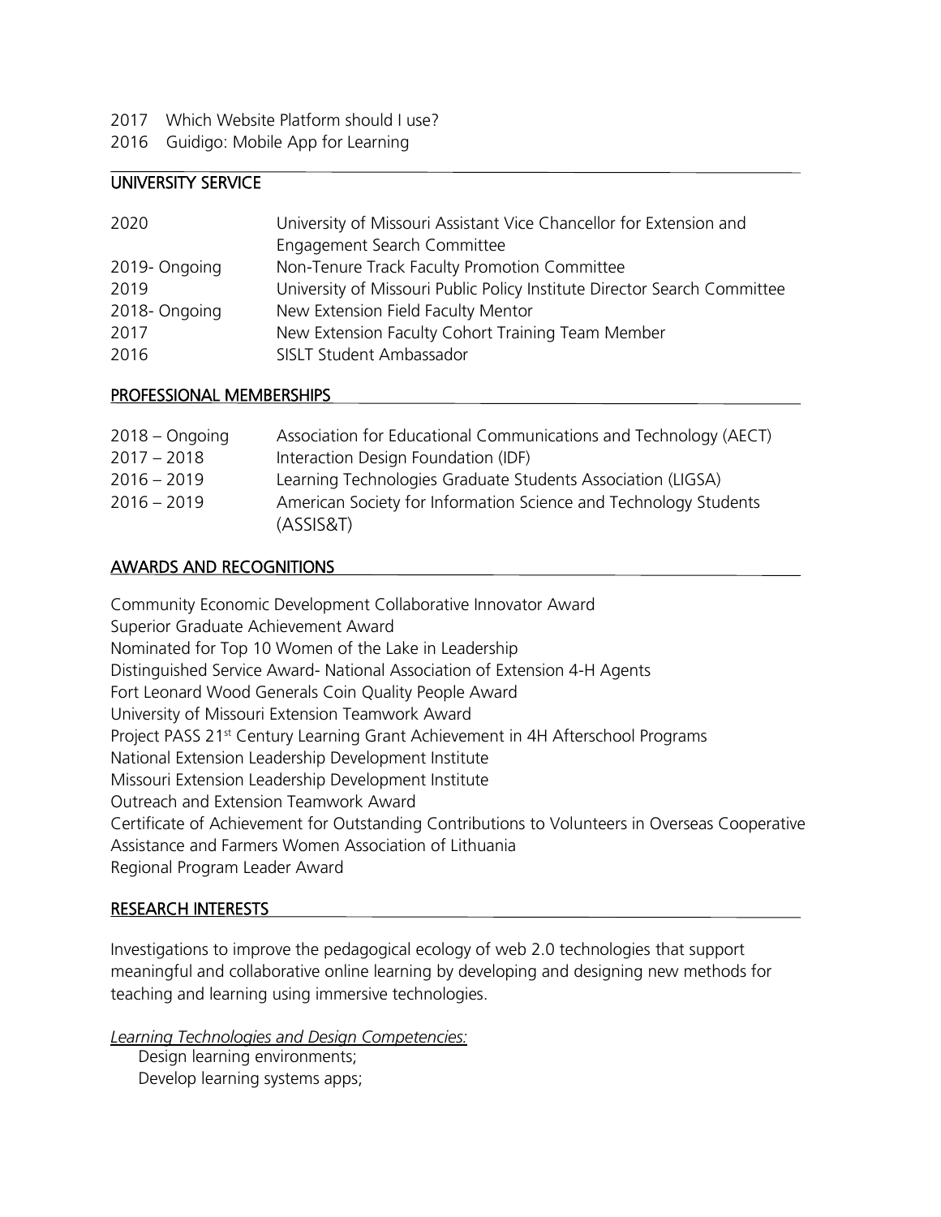2017 Which Website Platform should I use?
2016 Guidigo: Mobile App for Learning

## UNIVERSITY SERVICE

| | |
|---|---|
| 2020 | University of Missouri Assistant Vice Chancellor for Extension and Engagement Search Committee |
| 2019- Ongoing | Non-Tenure Track Faculty Promotion Committee |
| 2019 | University of Missouri Public Policy Institute Director Search Committee |
| 2018- Ongoing | New Extension Field Faculty Mentor |
| 2017 | New Extension Faculty Cohort Training Team Member |
| 2016 | SISLT Student Ambassador |

## PROFESSIONAL MEMBERSHIPS

| | |
|---|---|
| 2018 – Ongoing | Association for Educational Communications and Technology (AECT) |
| 2017 – 2018 | Interaction Design Foundation (IDF) |
| 2016 – 2019 | Learning Technologies Graduate Students Association (LIGSA) |
| 2016 – 2019 | American Society for Information Science and Technology Students (ASSIS&T) |

## AWARDS AND RECOGNITIONS

Community Economic Development Collaborative Innovator Award
Superior Graduate Achievement Award
Nominated for Top 10 Women of the Lake in Leadership
Distinguished Service Award- National Association of Extension 4-H Agents
Fort Leonard Wood Generals Coin Quality People Award
University of Missouri Extension Teamwork Award
Project PASS 21st Century Learning Grant Achievement in 4H Afterschool Programs
National Extension Leadership Development Institute
Missouri Extension Leadership Development Institute
Outreach and Extension Teamwork Award
Certificate of Achievement for Outstanding Contributions to Volunteers in Overseas Cooperative Assistance and Farmers Women Association of Lithuania
Regional Program Leader Award

## RESEARCH INTERESTS

Investigations to improve the pedagogical ecology of web 2.0 technologies that support meaningful and collaborative online learning by developing and designing new methods for teaching and learning using immersive technologies.

*Learning Technologies and Design Competencies:*

Design learning environments;
Develop learning systems apps;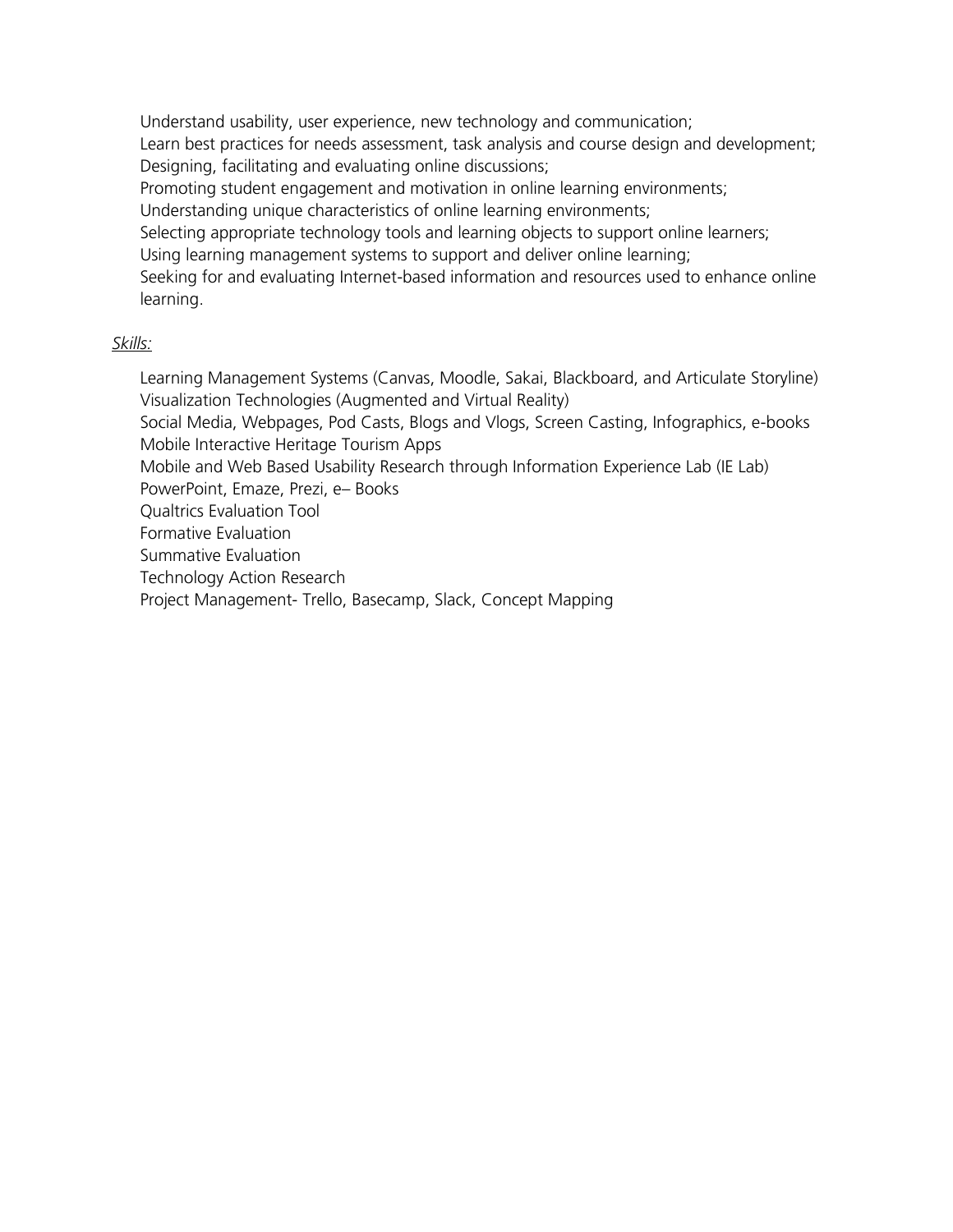Understand usability, user experience, new technology and communication;
Learn best practices for needs assessment, task analysis and course design and development;
Designing, facilitating and evaluating online discussions;
Promoting student engagement and motivation in online learning environments;
Understanding unique characteristics of online learning environments;
Selecting appropriate technology tools and learning objects to support online learners;
Using learning management systems to support and deliver online learning;
Seeking for and evaluating Internet-based information and resources used to enhance online learning.

*Skills:*

Learning Management Systems (Canvas, Moodle, Sakai, Blackboard, and Articulate Storyline)
Visualization Technologies (Augmented and Virtual Reality)
Social Media, Webpages, Pod Casts, Blogs and Vlogs, Screen Casting, Infographics, e-books
Mobile Interactive Heritage Tourism Apps
Mobile and Web Based Usability Research through Information Experience Lab (IE Lab)
PowerPoint, Emaze, Prezi, e– Books
Qualtrics Evaluation Tool
Formative Evaluation
Summative Evaluation
Technology Action Research
Project Management- Trello, Basecamp, Slack, Concept Mapping